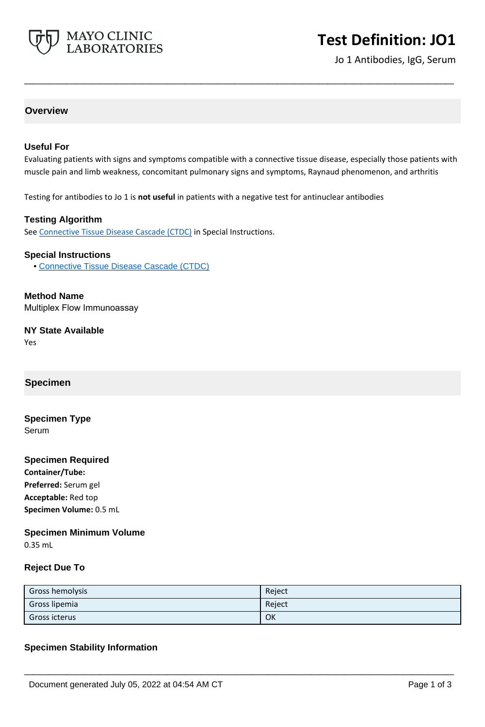# Test Definition: JO1

Jo 1 Antibodies, IgG, Serum

## Overview

### Useful For

Evaluating patients with signs and symptoms compatible with a connective tissue disease, especially those patients with muscle pain and limb weakness, concomitant pulmonary signs and symptoms, Raynaud phenomenon, and arthritis

Testing for antibodies to Jo 1 is **not useful** in patients with a negative test for antinuclear antibodies

### Testing Algorithm

See Connective Tissue Disease Cascade (CTDC) in Special Instructions.

### Special Instructions

- Connective Tissue Disease Cascade (CTDC)

### Method Name

Multiplex Flow Immunoassay

### NY State Available

Yes

## Specimen

### Specimen Type

Serum

### Specimen Required

**Container/Tube:**

**Preferred:** Serum gel

**Acceptable:** Red top

**Specimen Volume:** 0.5 mL

### Specimen Minimum Volume

0.35 mL

### Reject Due To

| | |
|---|---|
| Gross hemolysis | Reject |
| Gross lipemia | Reject |
| Gross icterus | OK |

### Specimen Stability Information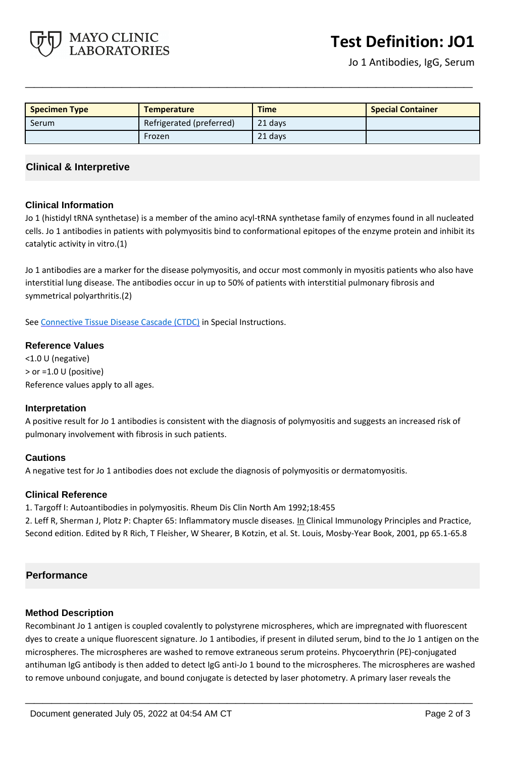| Specimen Type | Temperature | Time | Special Container |
|---|---|---|---|
| Serum | Refrigerated (preferred) | 21 days | |
| | Frozen | 21 days | |

## Clinical & Interpretive

### Clinical Information

Jo 1 (histidyl tRNA synthetase) is a member of the amino acyl-tRNA synthetase family of enzymes found in all nucleated cells. Jo 1 antibodies in patients with polymyositis bind to conformational epitopes of the enzyme protein and inhibit its catalytic activity in vitro.(1)

Jo 1 antibodies are a marker for the disease polymyositis, and occur most commonly in myositis patients who also have interstitial lung disease. The antibodies occur in up to 50% of patients with interstitial pulmonary fibrosis and symmetrical polyarthritis.(2)

See Connective Tissue Disease Cascade (CTDC) in Special Instructions.

### Reference Values

<1.0 U (negative)

> or =1.0 U (positive)

Reference values apply to all ages.

### Interpretation

A positive result for Jo 1 antibodies is consistent with the diagnosis of polymyositis and suggests an increased risk of pulmonary involvement with fibrosis in such patients.

### Cautions

A negative test for Jo 1 antibodies does not exclude the diagnosis of polymyositis or dermatomyositis.

### Clinical Reference

1. Targoff I: Autoantibodies in polymyositis. Rheum Dis Clin North Am 1992;18:455
2. Leff R, Sherman J, Plotz P: Chapter 65: Inflammatory muscle diseases. In Clinical Immunology Principles and Practice, Second edition. Edited by R Rich, T Fleisher, W Shearer, B Kotzin, et al. St. Louis, Mosby-Year Book, 2001, pp 65.1-65.8

## Performance

### Method Description

Recombinant Jo 1 antigen is coupled covalently to polystyrene microspheres, which are impregnated with fluorescent dyes to create a unique fluorescent signature. Jo 1 antibodies, if present in diluted serum, bind to the Jo 1 antigen on the microspheres. The microspheres are washed to remove extraneous serum proteins. Phycoerythrin (PE)-conjugated antihuman IgG antibody is then added to detect IgG anti-Jo 1 bound to the microspheres. The microspheres are washed to remove unbound conjugate, and bound conjugate is detected by laser photometry. A primary laser reveals the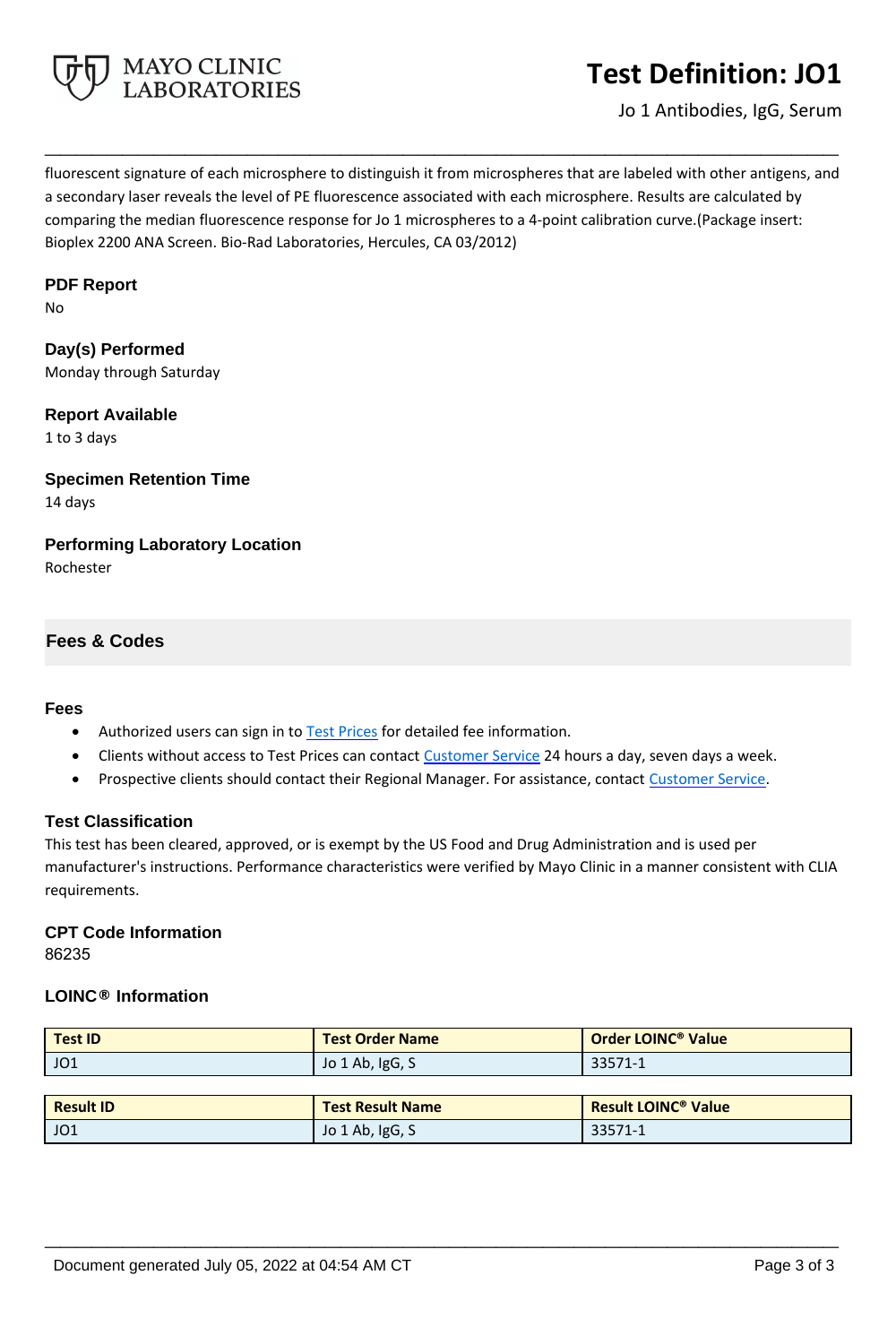fluorescent signature of each microsphere to distinguish it from microspheres that are labeled with other antigens, and a secondary laser reveals the level of PE fluorescence associated with each microsphere. Results are calculated by comparing the median fluorescence response for Jo 1 microspheres to a 4-point calibration curve.(Package insert: Bioplex 2200 ANA Screen. Bio-Rad Laboratories, Hercules, CA 03/2012)

### PDF Report
No

### Day(s) Performed
Monday through Saturday

### Report Available
1 to 3 days

### Specimen Retention Time
14 days

### Performing Laboratory Location
Rochester

## Fees & Codes

### Fees
- Authorized users can sign in to Test Prices for detailed fee information.
- Clients without access to Test Prices can contact Customer Service 24 hours a day, seven days a week.
- Prospective clients should contact their Regional Manager. For assistance, contact Customer Service.

### Test Classification
This test has been cleared, approved, or is exempt by the US Food and Drug Administration and is used per manufacturer's instructions. Performance characteristics were verified by Mayo Clinic in a manner consistent with CLIA requirements.

### CPT Code Information
86235

### LOINC® Information

| Test ID | Test Order Name | Order LOINC® Value |
|---|---|---|
| JO1 | Jo 1 Ab, IgG, S | 33571-1 |

| Result ID | Test Result Name | Result LOINC® Value |
|---|---|---|
| JO1 | Jo 1 Ab, IgG, S | 33571-1 |